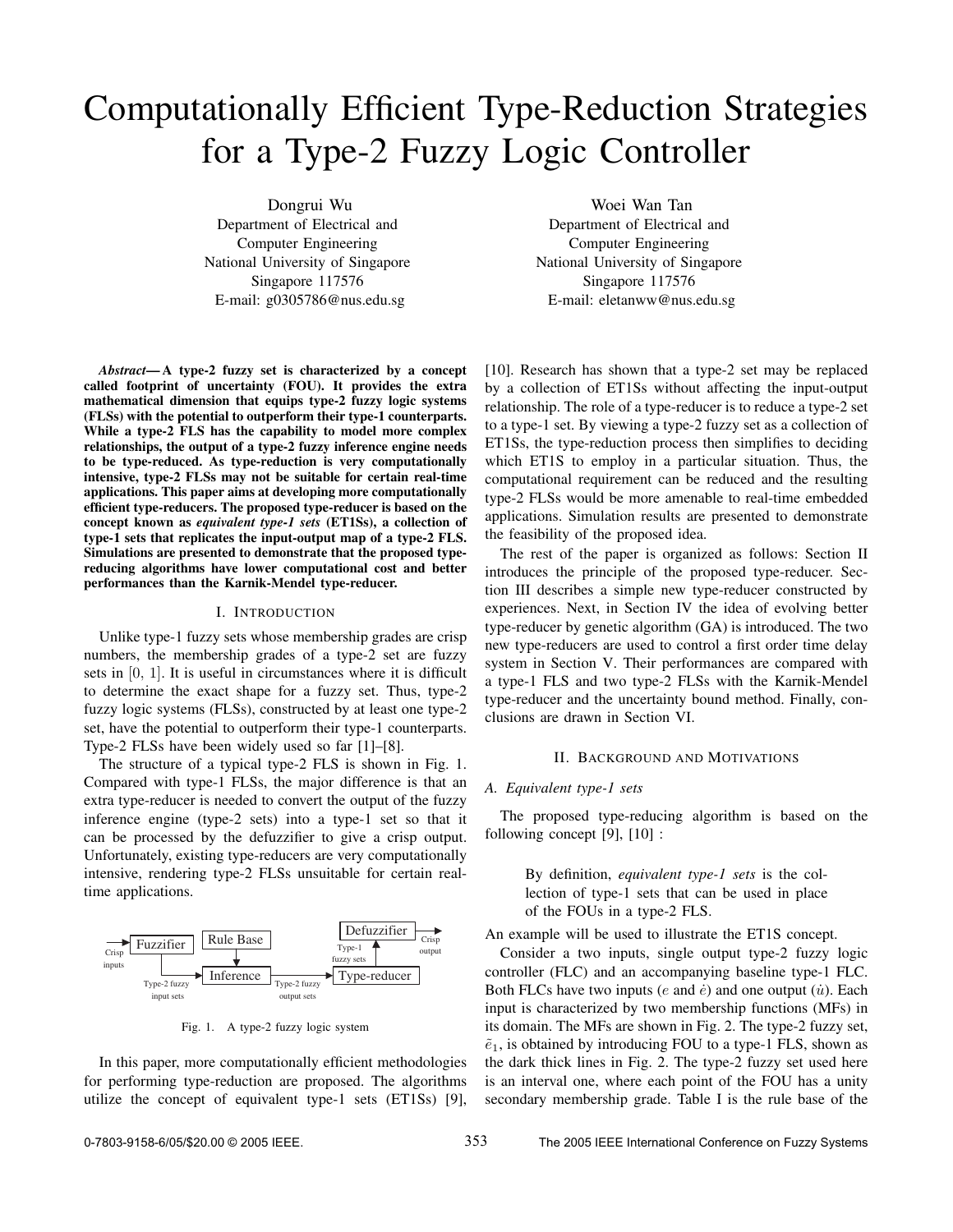# Computationally Efficient Type-Reduction Strategies for a Type-2 Fuzzy Logic Controller

Dongrui Wu
Department of Electrical and Computer Engineering
National University of Singapore
Singapore 117576
E-mail: g0305786@nus.edu.sg

Woei Wan Tan
Department of Electrical and Computer Engineering
National University of Singapore
Singapore 117576
E-mail: eletanww@nus.edu.sg

***Abstract*— A type-2 fuzzy set is characterized by a concept called footprint of uncertainty (FOU). It provides the extra mathematical dimension that equips type-2 fuzzy logic systems (FLSs) with the potential to outperform their type-1 counterparts. While a type-2 FLS has the capability to model more complex relationships, the output of a type-2 fuzzy inference engine needs to be type-reduced. As type-reduction is very computationally intensive, type-2 FLSs may not be suitable for certain real-time applications. This paper aims at developing more computationally efficient type-reducers. The proposed type-reducer is based on the concept known as *equivalent type-1 sets* (ET1Ss), a collection of type-1 sets that replicates the input-output map of a type-2 FLS. Simulations are presented to demonstrate that the proposed type-reducing algorithms have lower computational cost and better performances than the Karnik-Mendel type-reducer.**

## I. Introduction

Unlike type-1 fuzzy sets whose membership grades are crisp numbers, the membership grades of a type-2 set are fuzzy sets in [0, 1]. It is useful in circumstances where it is difficult to determine the exact shape for a fuzzy set. Thus, type-2 fuzzy logic systems (FLSs), constructed by at least one type-2 set, have the potential to outperform their type-1 counterparts. Type-2 FLSs have been widely used so far [1]–[8].

The structure of a typical type-2 FLS is shown in Fig. 1. Compared with type-1 FLSs, the major difference is that an extra type-reducer is needed to convert the output of the fuzzy inference engine (type-2 sets) into a type-1 set so that it can be processed by the defuzzifier to give a crisp output. Unfortunately, existing type-reducers are very computationally intensive, rendering type-2 FLSs unsuitable for certain real-time applications.

Fig. 1. A type-2 fuzzy logic system

In this paper, more computationally efficient methodologies for performing type-reduction are proposed. The algorithms utilize the concept of equivalent type-1 sets (ET1Ss) [9], [10]. Research has shown that a type-2 set may be replaced by a collection of ET1Ss without affecting the input-output relationship. The role of a type-reducer is to reduce a type-2 set to a type-1 set. By viewing a type-2 fuzzy set as a collection of ET1Ss, the type-reduction process then simplifies to deciding which ET1S to employ in a particular situation. Thus, the computational requirement can be reduced and the resulting type-2 FLSs would be more amenable to real-time embedded applications. Simulation results are presented to demonstrate the feasibility of the proposed idea.

The rest of the paper is organized as follows: Section II introduces the principle of the proposed type-reducer. Section III describes a simple new type-reducer constructed by experiences. Next, in Section IV the idea of evolving better type-reducer by genetic algorithm (GA) is introduced. The two new type-reducers are used to control a first order time delay system in Section V. Their performances are compared with a type-1 FLS and two type-2 FLSs with the Karnik-Mendel type-reducer and the uncertainty bound method. Finally, conclusions are drawn in Section VI.

## II. Background and Motivations

### A. Equivalent type-1 sets

The proposed type-reducing algorithm is based on the following concept [9], [10] :

> By definition, *equivalent type-1 sets* is the collection of type-1 sets that can be used in place of the FOUs in a type-2 FLS.

An example will be used to illustrate the ET1S concept.

Consider a two inputs, single output type-2 fuzzy logic controller (FLC) and an accompanying baseline type-1 FLC. Both FLCs have two inputs ($e$ and $\dot{e}$) and one output ($\dot{u}$). Each input is characterized by two membership functions (MFs) in its domain. The MFs are shown in Fig. 2. The type-2 fuzzy set, $\tilde{e}_1$, is obtained by introducing FOU to a type-1 FLS, shown as the dark thick lines in Fig. 2. The type-2 fuzzy set used here is an interval one, where each point of the FOU has a unity secondary membership grade. Table I is the rule base of the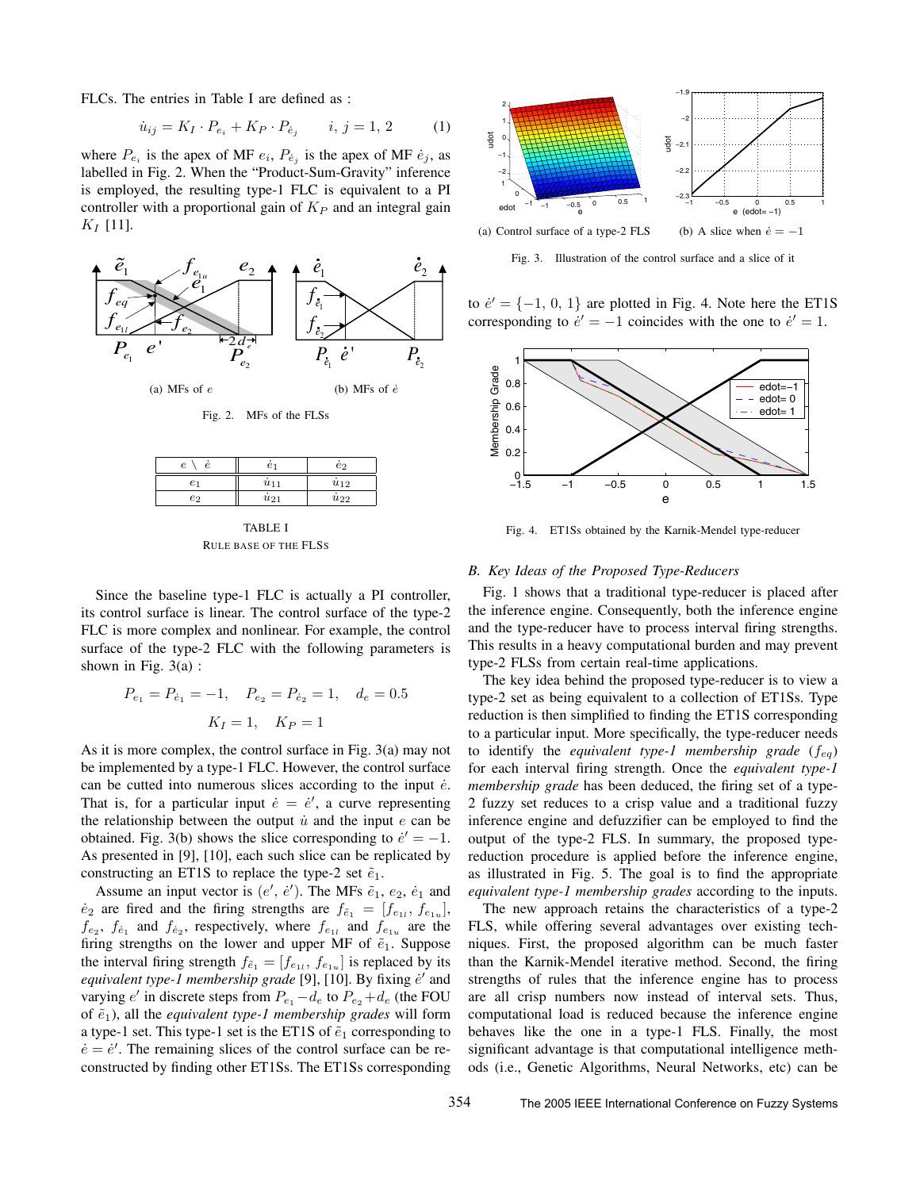FLCs. The entries in Table I are defined as :

$$\dot{u}_{ij} = K_I \cdot P_{e_i} + K_P \cdot P_{\dot{e}_j} \qquad i, j = 1, 2 \qquad (1)$$

where $P_{e_i}$ is the apex of MF $e_i$, $P_{\dot{e}_j}$ is the apex of MF $\dot{e}_j$, as labelled in Fig. 2. When the "Product-Sum-Gravity" inference is employed, the resulting type-1 FLC is equivalent to a PI controller with a proportional gain of $K_P$ and an integral gain $K_I$ [11].

(a) MFs of $e$ (b) MFs of $\dot{e}$

Fig. 2. MFs of the FLSs

| $e \setminus \dot{e}$ | $\dot{e}_1$ | $\dot{e}_2$ |
|---|---|---|
| $e_1$ | $\dot{u}_{11}$ | $\dot{u}_{12}$ |
| $e_2$ | $\dot{u}_{21}$ | $\dot{u}_{22}$ |

TABLE I
RULE BASE OF THE FLSS

Since the baseline type-1 FLC is actually a PI controller, its control surface is linear. The control surface of the type-2 FLC is more complex and nonlinear. For example, the control surface of the type-2 FLC with the following parameters is shown in Fig. 3(a) :

$$P_{e_1} = P_{\dot{e}_1} = -1, \quad P_{e_2} = P_{\dot{e}_2} = 1, \quad d_e = 0.5$$

$$K_I = 1, \quad K_P = 1$$

As it is more complex, the control surface in Fig. 3(a) may not be implemented by a type-1 FLC. However, the control surface can be cutted into numerous slices according to the input $\dot{e}$. That is, for a particular input $\dot{e} = \dot{e}'$, a curve representing the relationship between the output $\dot{u}$ and the input $e$ can be obtained. Fig. 3(b) shows the slice corresponding to $\dot{e}' = -1$. As presented in [9], [10], each such slice can be replicated by constructing an ET1S to replace the type-2 set $\tilde{e}_1$.

Assume an input vector is $(e', \dot{e}')$. The MFs $\tilde{e}_1$, $e_2$, $\dot{e}_1$ and $\dot{e}_2$ are fired and the firing strengths are $f_{\tilde{e}_1} = [f_{e_{1l}}, f_{e_{1u}}]$, $f_{e_2}$, $f_{\dot{e}_1}$ and $f_{\dot{e}_2}$, respectively, where $f_{e_{1l}}$ and $f_{e_{1u}}$ are the firing strengths on the lower and upper MF of $\tilde{e}_1$. Suppose the interval firing strength $f_{\tilde{e}_1} = [f_{e_{1l}}, f_{e_{1u}}]$ is replaced by its *equivalent type-1 membership grade* [9], [10]. By fixing $\dot{e}'$ and varying $e'$ in discrete steps from $P_{e_1} - d_e$ to $P_{e_2} + d_e$ (the FOU of $\tilde{e}_1$), all the *equivalent type-1 membership grades* will form a type-1 set. This type-1 set is the ET1S of $\tilde{e}_1$ corresponding to $\dot{e} = \dot{e}'$. The remaining slices of the control surface can be reconstructed by finding other ET1Ss. The ET1Ss corresponding to $\dot{e}' = \{-1, 0, 1\}$ are plotted in Fig. 4. Note here the ET1S corresponding to $\dot{e}' = -1$ coincides with the one to $\dot{e}' = 1$.

(a) Control surface of a type-2 FLS (b) A slice when $\dot{e} = -1$

Fig. 3. Illustration of the control surface and a slice of it

Fig. 4. ET1Ss obtained by the Karnik-Mendel type-reducer

### B. Key Ideas of the Proposed Type-Reducers

Fig. 1 shows that a traditional type-reducer is placed after the inference engine. Consequently, both the inference engine and the type-reducer have to process interval firing strengths. This results in a heavy computational burden and may prevent type-2 FLSs from certain real-time applications.

The key idea behind the proposed type-reducer is to view a type-2 set as being equivalent to a collection of ET1Ss. Type reduction is then simplified to finding the ET1S corresponding to a particular input. More specifically, the type-reducer needs to identify the *equivalent type-1 membership grade* ($f_{eq}$) for each interval firing strength. Once the *equivalent type-1 membership grade* has been deduced, the firing set of a type-2 fuzzy set reduces to a crisp value and a traditional fuzzy inference engine and defuzzifier can be employed to find the output of the type-2 FLS. In summary, the proposed type-reduction procedure is applied before the inference engine, as illustrated in Fig. 5. The goal is to find the appropriate *equivalent type-1 membership grades* according to the inputs.

The new approach retains the characteristics of a type-2 FLS, while offering several advantages over existing techniques. First, the proposed algorithm can be much faster than the Karnik-Mendel iterative method. Second, the firing strengths of rules that the inference engine has to process are all crisp numbers now instead of interval sets. Thus, computational load is reduced because the inference engine behaves like the one in a type-1 FLS. Finally, the most significant advantage is that computational intelligence methods (i.e., Genetic Algorithms, Neural Networks, etc) can be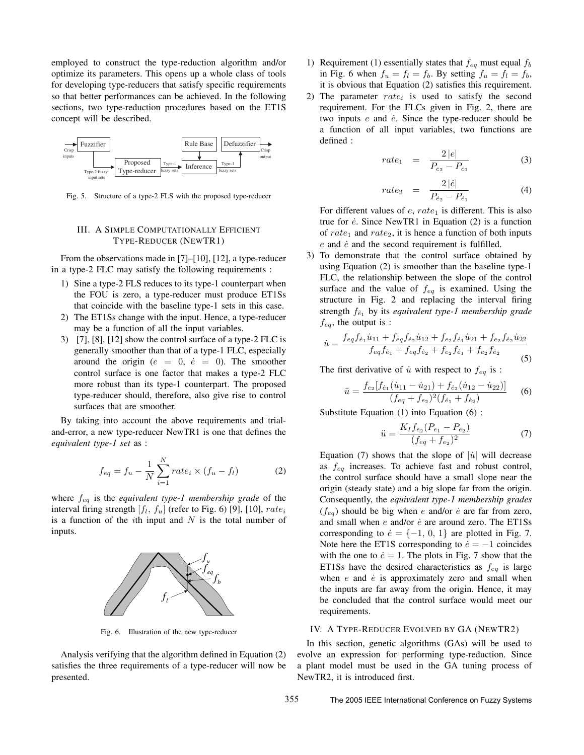employed to construct the type-reduction algorithm and/or optimize its parameters. This opens up a whole class of tools for developing type-reducers that satisfy specific requirements so that better performances can be achieved. In the following sections, two type-reduction procedures based on the ET1S concept will be described.

Fig. 5. Structure of a type-2 FLS with the proposed type-reducer

## III. A Simple Computationally Efficient Type-Reducer (NewTR1)

From the observations made in [7]–[10], [12], a type-reducer in a type-2 FLC may satisfy the following requirements :

1) Sine a type-2 FLS reduces to its type-1 counterpart when the FOU is zero, a type-reducer must produce ET1Ss that coincide with the baseline type-1 sets in this case.
2) The ET1Ss change with the input. Hence, a type-reducer may be a function of all the input variables.
3) [7], [8], [12] show the control surface of a type-2 FLC is generally smoother than that of a type-1 FLC, especially around the origin ($e = 0$, $\dot{e} = 0$). The smoother control surface is one factor that makes a type-2 FLC more robust than its type-1 counterpart. The proposed type-reducer should, therefore, also give rise to control surfaces that are smoother.

By taking into account the above requirements and trial-and-error, a new type-reducer NewTR1 is one that defines the *equivalent type-1 set* as :

$$f_{eq} = f_u - \frac{1}{N}\sum_{i=1}^{N} rate_i \times (f_u - f_l) \tag{2}$$

where $f_{eq}$ is the *equivalent type-1 membership grade* of the interval firing strength $[f_l,\ f_u]$ (refer to Fig. 6) [9], [10], $rate_i$ is a function of the $i$th input and $N$ is the total number of inputs.

Fig. 6. Illustration of the new type-reducer

Analysis verifying that the algorithm defined in Equation (2) satisfies the three requirements of a type-reducer will now be presented.

1) Requirement (1) essentially states that $f_{eq}$ must equal $f_b$ in Fig. 6 when $f_u = f_l = f_b$. By setting $f_u = f_l = f_b$, it is obvious that Equation (2) satisfies this requirement.
2) The parameter $rate_i$ is used to satisfy the second requirement. For the FLCs given in Fig. 2, there are two inputs $e$ and $\dot{e}$. Since the type-reducer should be a function of all input variables, two functions are defined :

$$rate_1 = \frac{2\,|e|}{P_{e_2} - P_{e_1}} \tag{3}$$

$$rate_2 = \frac{2\,|\dot{e}|}{P_{\dot{e}_2} - P_{\dot{e}_1}} \tag{4}$$

For different values of $e$, $rate_1$ is different. This is also true for $\dot{e}$. Since NewTR1 in Equation (2) is a function of $rate_1$ and $rate_2$, it is hence a function of both inputs $e$ and $\dot{e}$ and the second requirement is fulfilled.

3) To demonstrate that the control surface obtained by using Equation (2) is smoother than the baseline type-1 FLC, the relationship between the slope of the control surface and the value of $f_{eq}$ is examined. Using the structure in Fig. 2 and replacing the interval firing strength $f_{\tilde{e}_1}$ by its *equivalent type-1 membership grade* $f_{eq}$, the output is :

$$\dot{u} = \frac{f_{eq} f_{\dot{e}_1}\dot{u}_{11} + f_{eq} f_{\dot{e}_2}\dot{u}_{12} + f_{e_2} f_{\dot{e}_1}\dot{u}_{21} + f_{e_2} f_{\dot{e}_2}\dot{u}_{22}}{f_{eq} f_{\dot{e}_1} + f_{eq} f_{\dot{e}_2} + f_{e_2} f_{\dot{e}_1} + f_{e_2} f_{\dot{e}_2}} \tag{5}$$

The first derivative of $\dot{u}$ with respect to $f_{eq}$ is :

$$\ddot{u} = \frac{f_{e_2}[f_{\dot{e}_1}(\dot{u}_{11} - \dot{u}_{21}) + f_{\dot{e}_2}(\dot{u}_{12} - \dot{u}_{22})]}{(f_{eq} + f_{e_2})^2 (f_{\dot{e}_1} + f_{\dot{e}_2})} \tag{6}$$

Substitute Equation (1) into Equation (6) :

$$\ddot{u} = \frac{K_I f_{e_2}(P_{e_1} - P_{e_2})}{(f_{eq} + f_{e_2})^2} \tag{7}$$

Equation (7) shows that the slope of $|\dot{u}|$ will decrease as $f_{eq}$ increases. To achieve fast and robust control, the control surface should have a small slope near the origin (steady state) and a big slope far from the origin. Consequently, the *equivalent type-1 membership grades* ($f_{eq}$) should be big when $e$ and/or $\dot{e}$ are far from zero, and small when $e$ and/or $\dot{e}$ are around zero. The ET1Ss corresponding to $\dot{e} = \{-1,\ 0,\ 1\}$ are plotted in Fig. 7. Note here the ET1S corresponding to $\dot{e} = -1$ coincides with the one to $\dot{e} = 1$. The plots in Fig. 7 show that the ET1Ss have the desired characteristics as $f_{eq}$ is large when $e$ and $\dot{e}$ is approximately zero and small when the inputs are far away from the origin. Hence, it may be concluded that the control surface would meet our requirements.

## IV. A Type-Reducer Evolved by GA (NewTR2)

In this section, genetic algorithms (GAs) will be used to evolve an expression for performing type-reduction. Since a plant model must be used in the GA tuning process of NewTR2, it is introduced first.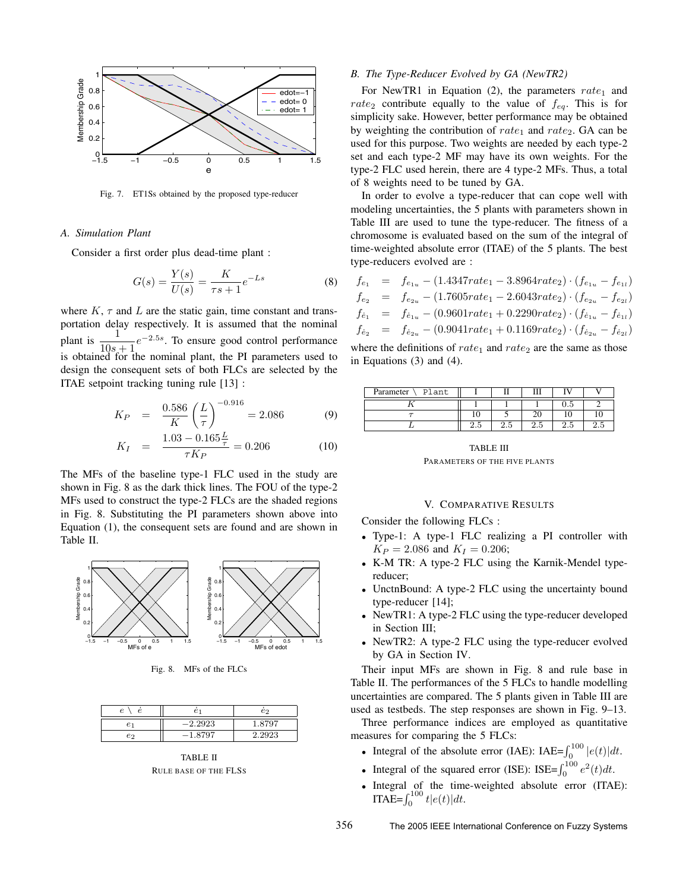Fig. 7. ET1Ss obtained by the proposed type-reducer

## A. Simulation Plant

Consider a first order plus dead-time plant :

$$G(s) = \frac{Y(s)}{U(s)} = \frac{K}{\tau s + 1} e^{-Ls} \tag{8}$$

where $K$, $\tau$ and $L$ are the static gain, time constant and transportation delay respectively. It is assumed that the nominal plant is $\frac{1}{10s+1}e^{-2.5s}$. To ensure good control performance is obtained for the nominal plant, the PI parameters used to design the consequent sets of both FLCs are selected by the ITAE setpoint tracking tuning rule [13] :

$$K_P = \frac{0.586}{K}\left(\frac{L}{\tau}\right)^{-0.916} = 2.086 \tag{9}$$

$$K_I = \frac{1.03 - 0.165\frac{L}{\tau}}{\tau K_P} = 0.206 \tag{10}$$

The MFs of the baseline type-1 FLC used in the study are shown in Fig. 8 as the dark thick lines. The FOU of the type-2 MFs used to construct the type-2 FLCs are the shaded regions in Fig. 8. Substituting the PI parameters shown above into Equation (1), the consequent sets are found and are shown in Table II.

Fig. 8. MFs of the FLCs

| $e \setminus \dot{e}$ | $\dot{e}_1$ | $\dot{e}_2$ |
|---|---|---|
| $e_1$ | $-2.2923$ | $1.8797$ |
| $e_2$ | $-1.8797$ | $2.2923$ |

TABLE II
RULE BASE OF THE FLSS

## B. The Type-Reducer Evolved by GA (NewTR2)

For NewTR1 in Equation (2), the parameters $rate_1$ and $rate_2$ contribute equally to the value of $f_{eq}$. This is for simplicity sake. However, better performance may be obtained by weighting the contribution of $rate_1$ and $rate_2$. GA can be used for this purpose. Two weights are needed by each type-2 set and each type-2 MF may have its own weights. For the type-2 FLC used herein, there are 4 type-2 MFs. Thus, a total of 8 weights need to be tuned by GA.

In order to evolve a type-reducer that can cope well with modeling uncertainties, the 5 plants with parameters shown in Table III are used to tune the type-reducer. The fitness of a chromosome is evaluated based on the sum of the integral of time-weighted absolute error (ITAE) of the 5 plants. The best type-reducers evolved are :

$$\begin{aligned}
f_{e_1} &= f_{e_{1u}} - (1.4347rate_1 - 3.8964rate_2)\cdot(f_{e_{1u}} - f_{e_{1l}}) \\
f_{e_2} &= f_{e_{2u}} - (1.7605rate_1 - 2.6043rate_2)\cdot(f_{e_{2u}} - f_{e_{2l}}) \\
f_{\dot{e}_1} &= f_{\dot{e}_{1u}} - (0.9601rate_1 + 0.2290rate_2)\cdot(f_{\dot{e}_{1u}} - f_{\dot{e}_{1l}}) \\
f_{\dot{e}_2} &= f_{\dot{e}_{2u}} - (0.9041rate_1 + 0.1169rate_2)\cdot(f_{\dot{e}_{2u}} - f_{\dot{e}_{2l}})
\end{aligned}$$

where the definitions of $rate_1$ and $rate_2$ are the same as those in Equations (3) and (4).

| Parameter \ Plant | I | II | III | IV | V |
|---|---|---|---|---|---|
| $K$ | 1 | 1 | 1 | 0.5 | 2 |
| $\tau$ | 10 | 5 | 20 | 10 | 10 |
| $L$ | 2.5 | 2.5 | 2.5 | 2.5 | 2.5 |

TABLE III
PARAMETERS OF THE FIVE PLANTS

# V. Comparative Results

Consider the following FLCs :

- Type-1: A type-1 FLC realizing a PI controller with $K_P = 2.086$ and $K_I = 0.206$;
- K-M TR: A type-2 FLC using the Karnik-Mendel type-reducer;
- UnctnBound: A type-2 FLC using the uncertainty bound type-reducer [14];
- NewTR1: A type-2 FLC using the type-reducer developed in Section III;
- NewTR2: A type-2 FLC using the type-reducer evolved by GA in Section IV.

Their input MFs are shown in Fig. 8 and rule base in Table II. The performances of the 5 FLCs to handle modelling uncertainties are compared. The 5 plants given in Table III are used as testbeds. The step responses are shown in Fig. 9–13.

Three performance indices are employed as quantitative measures for comparing the 5 FLCs:

- Integral of the absolute error (IAE): IAE=$\int_0^{100} |e(t)|dt$.
- Integral of the squared error (ISE): ISE=$\int_0^{100} e^2(t)dt$.
- Integral of the time-weighted absolute error (ITAE): ITAE=$\int_0^{100} t|e(t)|dt$.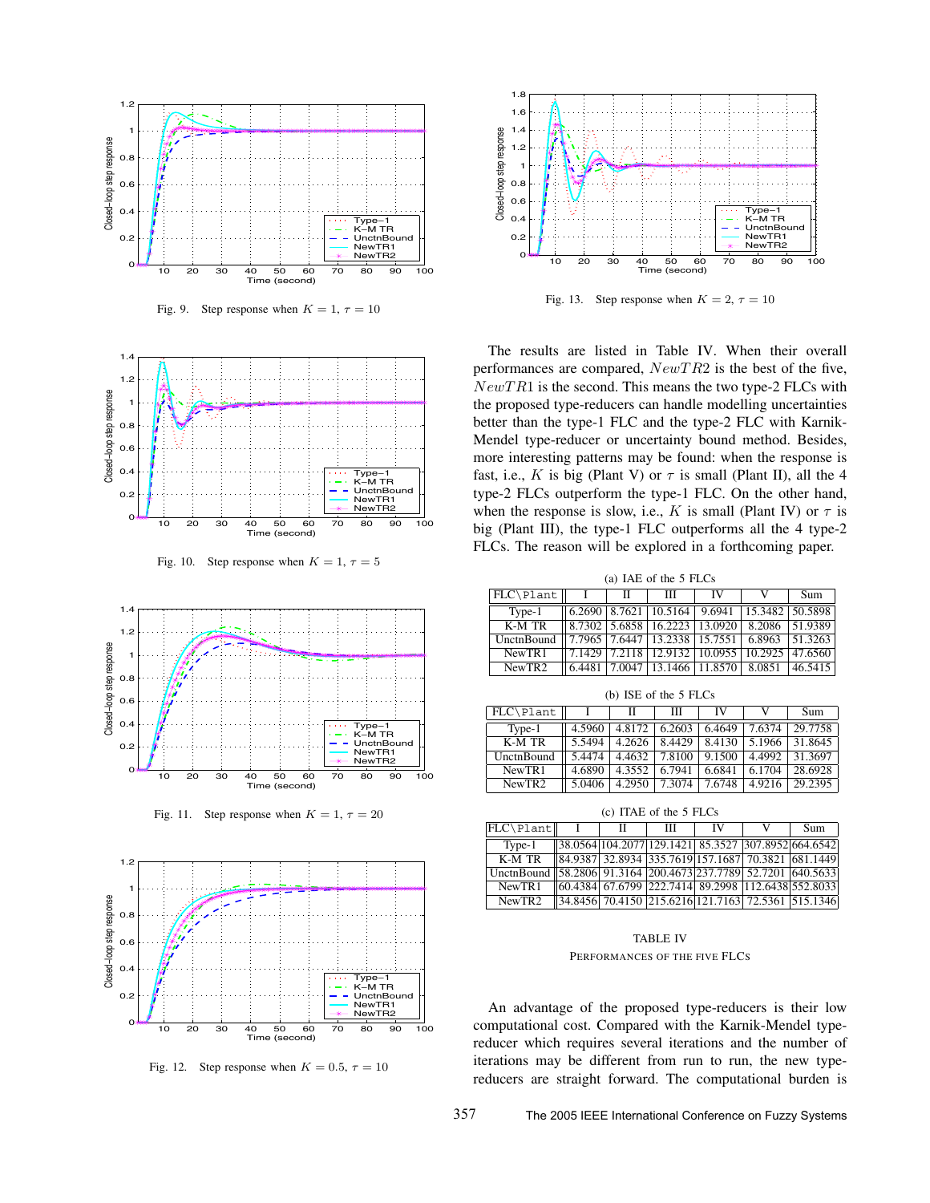Fig. 9. Step response when $K = 1$, $\tau = 10$

Fig. 10. Step response when $K = 1$, $\tau = 5$

Fig. 11. Step response when $K = 1$, $\tau = 20$

Fig. 12. Step response when $K = 0.5$, $\tau = 10$

Fig. 13. Step response when $K = 2$, $\tau = 10$

The results are listed in Table IV. When their overall performances are compared, $NewTR2$ is the best of the five, $NewTR1$ is the second. This means the two type-2 FLCs with the proposed type-reducers can handle modelling uncertainties better than the type-1 FLC and the type-2 FLC with Karnik-Mendel type-reducer or uncertainty bound method. Besides, more interesting patterns may be found: when the response is fast, i.e., $K$ is big (Plant V) or $\tau$ is small (Plant II), all the 4 type-2 FLCs outperform the type-1 FLC. On the other hand, when the response is slow, i.e., $K$ is small (Plant IV) or $\tau$ is big (Plant III), the type-1 FLC outperforms all the 4 type-2 FLCs. The reason will be explored in a forthcoming paper.

(a) IAE of the 5 FLCs

| FLC\Plant | I | II | III | IV | V | Sum |
|---|---|---|---|---|---|---|
| Type-1 | 6.2690 | 8.7621 | 10.5164 | 9.6941 | 15.3482 | 50.5898 |
| K-M TR | 8.7302 | 5.6858 | 16.2223 | 13.0920 | 8.2086 | 51.9389 |
| UnctnBound | 7.7965 | 7.6447 | 13.2338 | 15.7551 | 6.8963 | 51.3263 |
| NewTR1 | 7.1429 | 7.2118 | 12.9132 | 10.0955 | 10.2925 | 47.6560 |
| NewTR2 | 6.4481 | 7.0047 | 13.1466 | 11.8570 | 8.0851 | 46.5415 |

(b) ISE of the 5 FLCs

| FLC\Plant | I | II | III | IV | V | Sum |
|---|---|---|---|---|---|---|
| Type-1 | 4.5960 | 4.8172 | 6.2603 | 6.4649 | 7.6374 | 29.7758 |
| K-M TR | 5.5494 | 4.2626 | 8.4429 | 8.4130 | 5.1966 | 31.8645 |
| UnctnBound | 5.4474 | 4.4632 | 7.8100 | 9.1500 | 4.4992 | 31.3697 |
| NewTR1 | 4.6890 | 4.3552 | 6.7941 | 6.6841 | 6.1704 | 28.6928 |
| NewTR2 | 5.0406 | 4.2950 | 7.3074 | 7.6748 | 4.9216 | 29.2395 |

(c) ITAE of the 5 FLCs

| FLC\Plant | I | II | III | IV | V | Sum |
|---|---|---|---|---|---|---|
| Type-1 | 38.0564 | 104.2077 | 129.1421 | 85.3527 | 307.8952 | 664.6542 |
| K-M TR | 84.9387 | 32.8934 | 335.7619 | 157.1687 | 70.3821 | 681.1449 |
| UnctnBound | 58.2806 | 91.3164 | 200.4673 | 237.7789 | 52.7201 | 640.5633 |
| NewTR1 | 60.4384 | 67.6799 | 222.7414 | 89.2998 | 112.6438 | 552.8033 |
| NewTR2 | 34.8456 | 70.4150 | 215.6216 | 121.7163 | 72.5361 | 515.1346 |

TABLE IV
PERFORMANCES OF THE FIVE FLCS

An advantage of the proposed type-reducers is their low computational cost. Compared with the Karnik-Mendel type-reducer which requires several iterations and the number of iterations may be different from run to run, the new type-reducers are straight forward. The computational burden is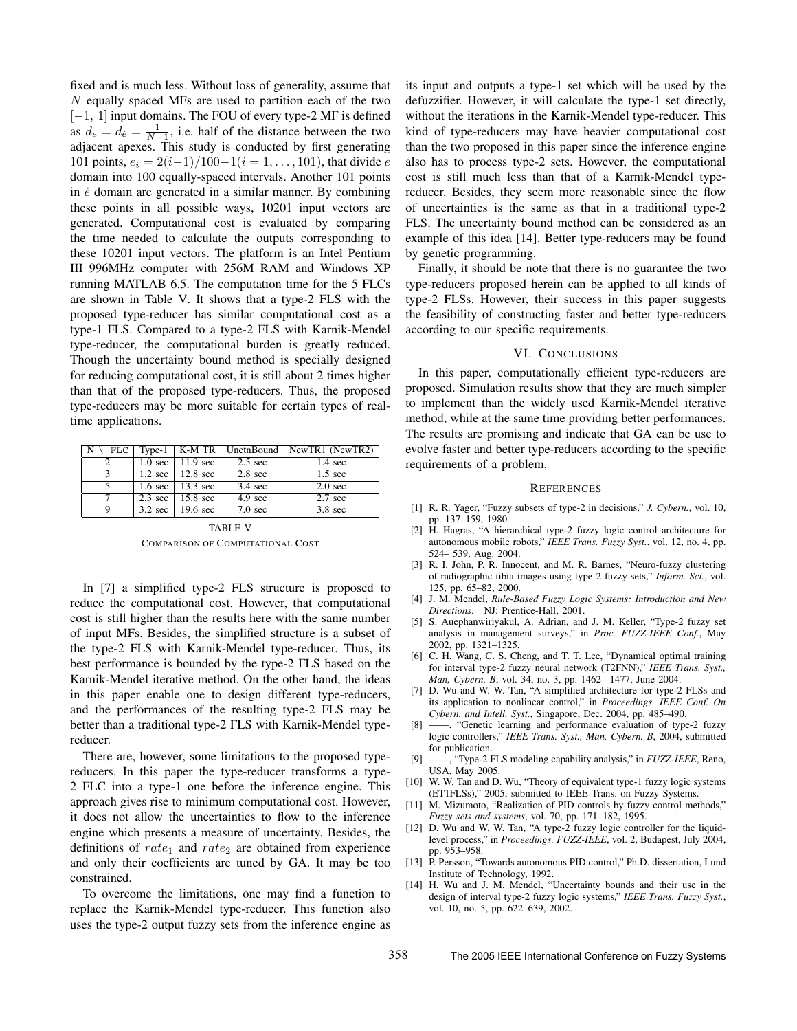fixed and is much less. Without loss of generality, assume that $N$ equally spaced MFs are used to partition each of the two $[-1, 1]$ input domains. The FOU of every type-2 MF is defined as $d_e = d_{\dot{e}} = \frac{1}{N-1}$, i.e. half of the distance between the two adjacent apexes. This study is conducted by first generating 101 points, $e_i = 2(i-1)/100-1 (i = 1, \ldots, 101)$, that divide $e$ domain into 100 equally-spaced intervals. Another 101 points in $\dot{e}$ domain are generated in a similar manner. By combining these points in all possible ways, 10201 input vectors are generated. Computational cost is evaluated by comparing the time needed to calculate the outputs corresponding to these 10201 input vectors. The platform is an Intel Pentium III 996MHz computer with 256M RAM and Windows XP running MATLAB 6.5. The computation time for the 5 FLCs are shown in Table V. It shows that a type-2 FLS with the proposed type-reducer has similar computational cost as a type-1 FLS. Compared to a type-2 FLS with Karnik-Mendel type-reducer, the computational burden is greatly reduced. Though the uncertainty bound method is specially designed for reducing computational cost, it is still about 2 times higher than that of the proposed type-reducers. Thus, the proposed type-reducers may be more suitable for certain types of real-time applications.

| N \ FLC | Type-1 | K-M TR | UnctnBound | NewTR1 (NewTR2) |
|---|---|---|---|---|
| 2 | 1.0 sec | 11.9 sec | 2.5 sec | 1.4 sec |
| 3 | 1.2 sec | 12.8 sec | 2.8 sec | 1.5 sec |
| 5 | 1.6 sec | 13.3 sec | 3.4 sec | 2.0 sec |
| 7 | 2.3 sec | 15.8 sec | 4.9 sec | 2.7 sec |
| 9 | 3.2 sec | 19.6 sec | 7.0 sec | 3.8 sec |

TABLE V

COMPARISON OF COMPUTATIONAL COST

In [7] a simplified type-2 FLS structure is proposed to reduce the computational cost. However, that computational cost is still higher than the results here with the same number of input MFs. Besides, the simplified structure is a subset of the type-2 FLS with Karnik-Mendel type-reducer. Thus, its best performance is bounded by the type-2 FLS based on the Karnik-Mendel iterative method. On the other hand, the ideas in this paper enable one to design different type-reducers, and the performances of the resulting type-2 FLS may be better than a traditional type-2 FLS with Karnik-Mendel type-reducer.

There are, however, some limitations to the proposed type-reducers. In this paper the type-reducer transforms a type-2 FLC into a type-1 one before the inference engine. This approach gives rise to minimum computational cost. However, it does not allow the uncertainties to flow to the inference engine which presents a measure of uncertainty. Besides, the definitions of $rate_1$ and $rate_2$ are obtained from experience and only their coefficients are tuned by GA. It may be too constrained.

To overcome the limitations, one may find a function to replace the Karnik-Mendel type-reducer. This function also uses the type-2 output fuzzy sets from the inference engine as its input and outputs a type-1 set which will be used by the defuzzifier. However, it will calculate the type-1 set directly, without the iterations in the Karnik-Mendel type-reducer. This kind of type-reducers may have heavier computational cost than the two proposed in this paper since the inference engine also has to process type-2 sets. However, the computational cost is still much less than that of a Karnik-Mendel type-reducer. Besides, they seem more reasonable since the flow of uncertainties is the same as that in a traditional type-2 FLS. The uncertainty bound method can be considered as an example of this idea [14]. Better type-reducers may be found by genetic programming.

Finally, it should be note that there is no guarantee the two type-reducers proposed herein can be applied to all kinds of type-2 FLSs. However, their success in this paper suggests the feasibility of constructing faster and better type-reducers according to our specific requirements.

## VI. Conclusions

In this paper, computationally efficient type-reducers are proposed. Simulation results show that they are much simpler to implement than the widely used Karnik-Mendel iterative method, while at the same time providing better performances. The results are promising and indicate that GA can be use to evolve faster and better type-reducers according to the specific requirements of a problem.

## References

[1] R. R. Yager, "Fuzzy subsets of type-2 in decisions," *J. Cybern.*, vol. 10, pp. 137–159, 1980.

[2] H. Hagras, "A hierarchical type-2 fuzzy logic control architecture for autonomous mobile robots," *IEEE Trans. Fuzzy Syst.*, vol. 12, no. 4, pp. 524– 539, Aug. 2004.

[3] R. I. John, P. R. Innocent, and M. R. Barnes, "Neuro-fuzzy clustering of radiographic tibia images using type 2 fuzzy sets," *Inform. Sci.*, vol. 125, pp. 65–82, 2000.

[4] J. M. Mendel, *Rule-Based Fuzzy Logic Systems: Introduction and New Directions*. NJ: Prentice-Hall, 2001.

[5] S. Auephanwiriyakul, A. Adrian, and J. M. Keller, "Type-2 fuzzy set analysis in management surveys," in *Proc. FUZZ-IEEE Conf.*, May 2002, pp. 1321–1325.

[6] C. H. Wang, C. S. Cheng, and T. T. Lee, "Dynamical optimal training for interval type-2 fuzzy neural network (T2FNN)," *IEEE Trans. Syst., Man, Cybern. B*, vol. 34, no. 3, pp. 1462– 1477, June 2004.

[7] D. Wu and W. W. Tan, "A simplified architecture for type-2 FLSs and its application to nonlinear control," in *Proceedings. IEEE Conf. On Cybern. and Intell. Syst.*, Singapore, Dec. 2004, pp. 485–490.

[8] ——, "Genetic learning and performance evaluation of type-2 fuzzy logic controllers," *IEEE Trans. Syst., Man, Cybern. B*, 2004, submitted for publication.

[9] ——, "Type-2 FLS modeling capability analysis," in *FUZZ-IEEE*, Reno, USA, May 2005.

[10] W. W. Tan and D. Wu, "Theory of equivalent type-1 fuzzy logic systems (ET1FLSs)," 2005, submitted to IEEE Trans. on Fuzzy Systems.

[11] M. Mizumoto, "Realization of PID controls by fuzzy control methods," *Fuzzy sets and systems*, vol. 70, pp. 171–182, 1995.

[12] D. Wu and W. W. Tan, "A type-2 fuzzy logic controller for the liquid-level process," in *Proceedings. FUZZ-IEEE*, vol. 2, Budapest, July 2004, pp. 953–958.

[13] P. Persson, "Towards autonomous PID control," Ph.D. dissertation, Lund Institute of Technology, 1992.

[14] H. Wu and J. M. Mendel, "Uncertainty bounds and their use in the design of interval type-2 fuzzy logic systems," *IEEE Trans. Fuzzy Syst.*, vol. 10, no. 5, pp. 622–639, 2002.